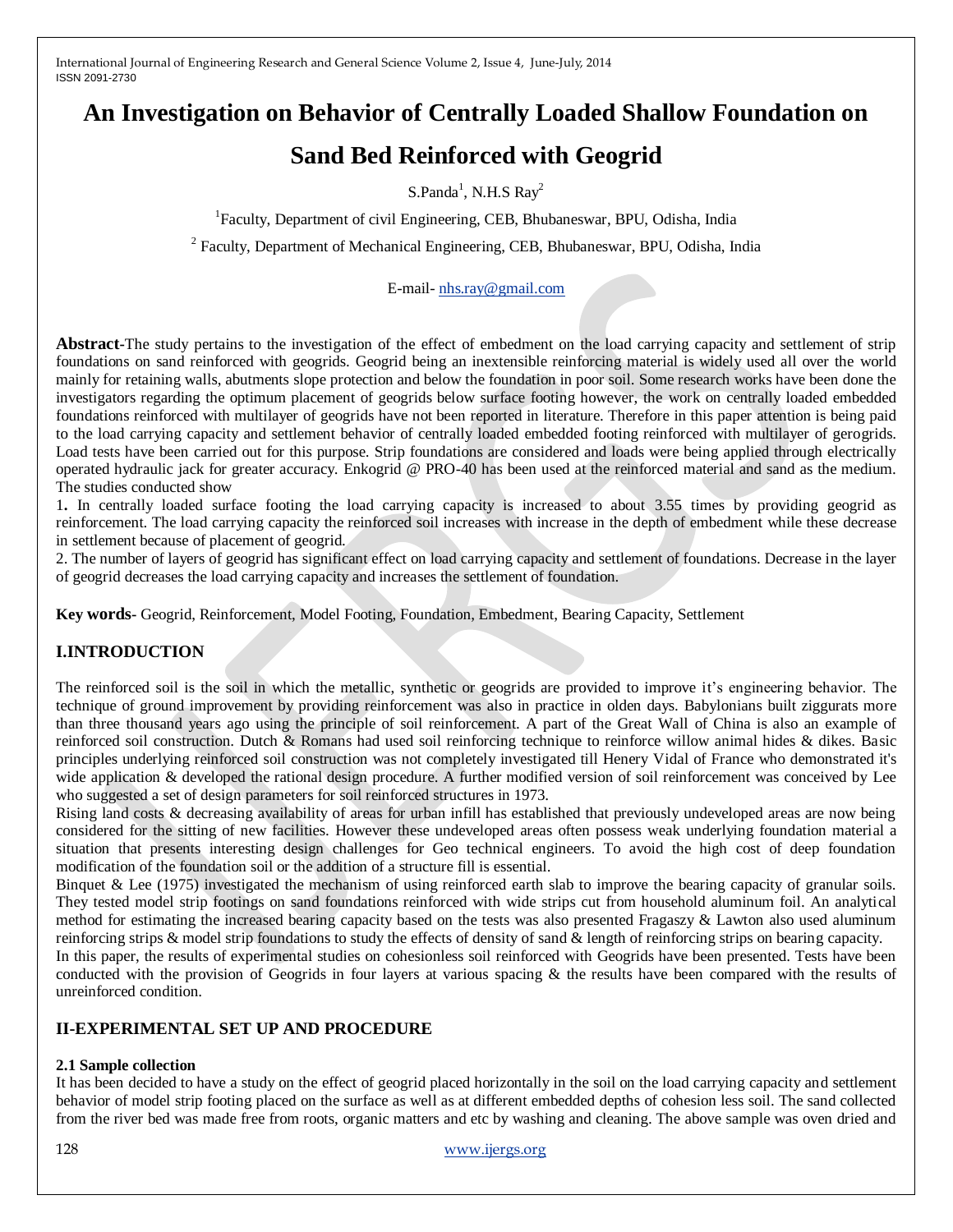# An Investigation on Behavior of Centrally Loaded Shallow Foundation on Sand Bed Reinforced with Geogrid

S.Panda[1], N.H.S Ray[2]

[1]Faculty, Department of civil Engineering, CEB, Bhubaneswar, BPU, Odisha, India

[2] Faculty, Department of Mechanical Engineering, CEB, Bhubaneswar, BPU, Odisha, India

E-mail- nhs.ray@gmail.com

**Abstract**-The study pertains to the investigation of the effect of embedment on the load carrying capacity and settlement of strip foundations on sand reinforced with geogrids. Geogrid being an inextensible reinforcing material is widely used all over the world mainly for retaining walls, abutments slope protection and below the foundation in poor soil. Some research works have been done the investigators regarding the optimum placement of geogrids below surface footing however, the work on centrally loaded embedded foundations reinforced with multilayer of geogrids have not been reported in literature. Therefore in this paper attention is being paid to the load carrying capacity and settlement behavior of centrally loaded embedded footing reinforced with multilayer of gerogrids. Load tests have been carried out for this purpose. Strip foundations are considered and loads were being applied through electrically operated hydraulic jack for greater accuracy. Enkogrid @ PRO-40 has been used at the reinforced material and sand as the medium. The studies conducted show

1**.** In centrally loaded surface footing the load carrying capacity is increased to about 3.55 times by providing geogrid as reinforcement. The load carrying capacity the reinforced soil increases with increase in the depth of embedment while these decrease in settlement because of placement of geogrid.

2. The number of layers of geogrid has significant effect on load carrying capacity and settlement of foundations. Decrease in the layer of geogrid decreases the load carrying capacity and increases the settlement of foundation.

**Key words**- Geogrid, Reinforcement, Model Footing, Foundation, Embedment, Bearing Capacity, Settlement

## I.INTRODUCTION

The reinforced soil is the soil in which the metallic, synthetic or geogrids are provided to improve it's engineering behavior. The technique of ground improvement by providing reinforcement was also in practice in olden days. Babylonians built ziggurats more than three thousand years ago using the principle of soil reinforcement. A part of the Great Wall of China is also an example of reinforced soil construction. Dutch & Romans had used soil reinforcing technique to reinforce willow animal hides & dikes. Basic principles underlying reinforced soil construction was not completely investigated till Henery Vidal of France who demonstrated it's wide application & developed the rational design procedure. A further modified version of soil reinforcement was conceived by Lee who suggested a set of design parameters for soil reinforced structures in 1973.

Rising land costs & decreasing availability of areas for urban infill has established that previously undeveloped areas are now being considered for the sitting of new facilities. However these undeveloped areas often possess weak underlying foundation material a situation that presents interesting design challenges for Geo technical engineers. To avoid the high cost of deep foundation modification of the foundation soil or the addition of a structure fill is essential.

Binquet & Lee (1975) investigated the mechanism of using reinforced earth slab to improve the bearing capacity of granular soils. They tested model strip footings on sand foundations reinforced with wide strips cut from household aluminum foil. An analytical method for estimating the increased bearing capacity based on the tests was also presented Fragaszy & Lawton also used aluminum reinforcing strips & model strip foundations to study the effects of density of sand & length of reinforcing strips on bearing capacity.

In this paper, the results of experimental studies on cohesionless soil reinforced with Geogrids have been presented. Tests have been conducted with the provision of Geogrids in four layers at various spacing & the results have been compared with the results of unreinforced condition.

## II-EXPERIMENTAL SET UP AND PROCEDURE

### 2.1 Sample collection

It has been decided to have a study on the effect of geogrid placed horizontally in the soil on the load carrying capacity and settlement behavior of model strip footing placed on the surface as well as at different embedded depths of cohesion less soil. The sand collected from the river bed was made free from roots, organic matters and etc by washing and cleaning. The above sample was oven dried and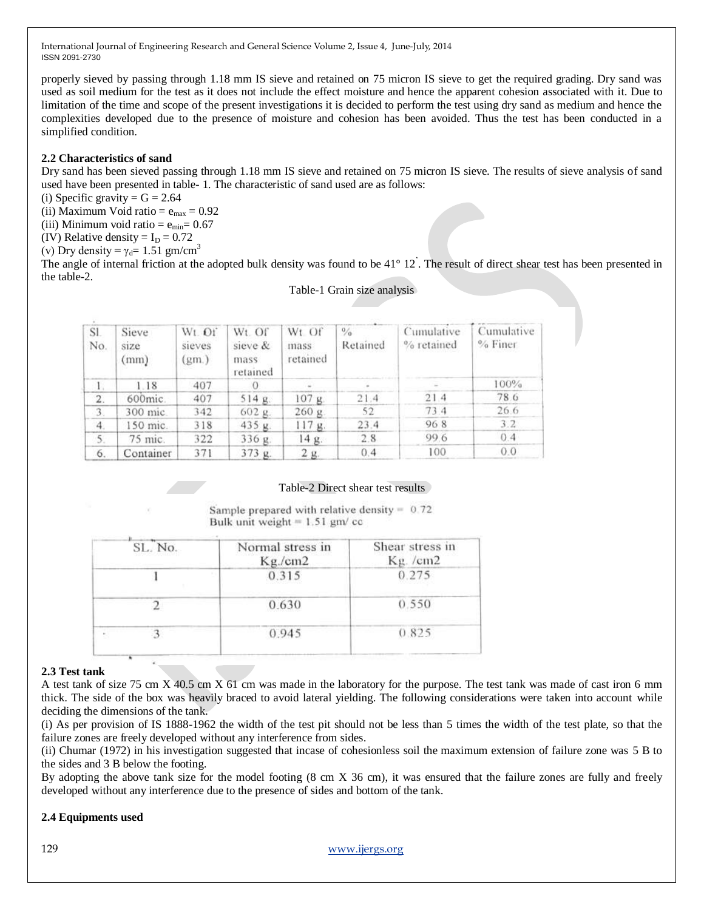properly sieved by passing through 1.18 mm IS sieve and retained on 75 micron IS sieve to get the required grading. Dry sand was used as soil medium for the test as it does not include the effect moisture and hence the apparent cohesion associated with it. Due to limitation of the time and scope of the present investigations it is decided to perform the test using dry sand as medium and hence the complexities developed due to the presence of moisture and cohesion has been avoided. Thus the test has been conducted in a simplified condition.

### 2.2 Characteristics of sand

Dry sand has been sieved passing through 1.18 mm IS sieve and retained on 75 micron IS sieve. The results of sieve analysis of sand used have been presented in table- 1. The characteristic of sand used are as follows:

(i) Specific gravity = G = 2.64

(ii) Maximum Void ratio = $e_{max}$ = 0.92

(iii) Minimum void ratio = $e_{min}$= 0.67

(IV) Relative density = $I_D$ = 0.72

(v) Dry density = $\gamma_d$= 1.51 gm/cm$^3$

The angle of internal friction at the adopted bulk density was found to be 41° 12'. The result of direct shear test has been presented in the table-2.

Table-1 Grain size analysis

| Sl. No. | Sieve size (mm) | Wt. Of sieves (gm.) | Wt. Of sieve & mass retained | Wt. Of mass retained | % Retained | Cumulative % retained | Cumulative % Finer |
|---|---|---|---|---|---|---|---|
| 1. | 1.18 | 407 | 0 | - | - | - | 100% |
| 2. | 600mic. | 407 | 514 g. | 107 g. | 21.4 | 21.4 | 78.6 |
| 3. | 300 mic. | 342 | 602 g. | 260 g. | 52 | 73.4 | 26.6 |
| 4. | 150 mic. | 318 | 435 g. | 117 g. | 23.4 | 96.8 | 3.2 |
| 5. | 75 mic. | 322 | 336 g. | 14 g. | 2.8 | 99.6 | 0.4 |
| 6. | Container | 371 | 373 g. | 2 g. | 0.4 | 100 | 0.0 |

Table-2 Direct shear test results

Sample prepared with relative density = 0.72
Bulk unit weight = 1.51 gm/ cc

| SL. No. | Normal stress in Kg./cm2 | Shear stress in Kg. /cm2 |
|---|---|---|
| 1 | 0.315 | 0.275 |
| 2 | 0.630 | 0.550 |
| 3 | 0.945 | 0.825 |

### 2.3 Test tank

A test tank of size 75 cm X 40.5 cm X 61 cm was made in the laboratory for the purpose. The test tank was made of cast iron 6 mm thick. The side of the box was heavily braced to avoid lateral yielding. The following considerations were taken into account while deciding the dimensions of the tank.

(i) As per provision of IS 1888-1962 the width of the test pit should not be less than 5 times the width of the test plate, so that the failure zones are freely developed without any interference from sides.

(ii) Chumar (1972) in his investigation suggested that incase of cohesionless soil the maximum extension of failure zone was 5 B to the sides and 3 B below the footing.

By adopting the above tank size for the model footing (8 cm X 36 cm), it was ensured that the failure zones are fully and freely developed without any interference due to the presence of sides and bottom of the tank.

### 2.4 Equipments used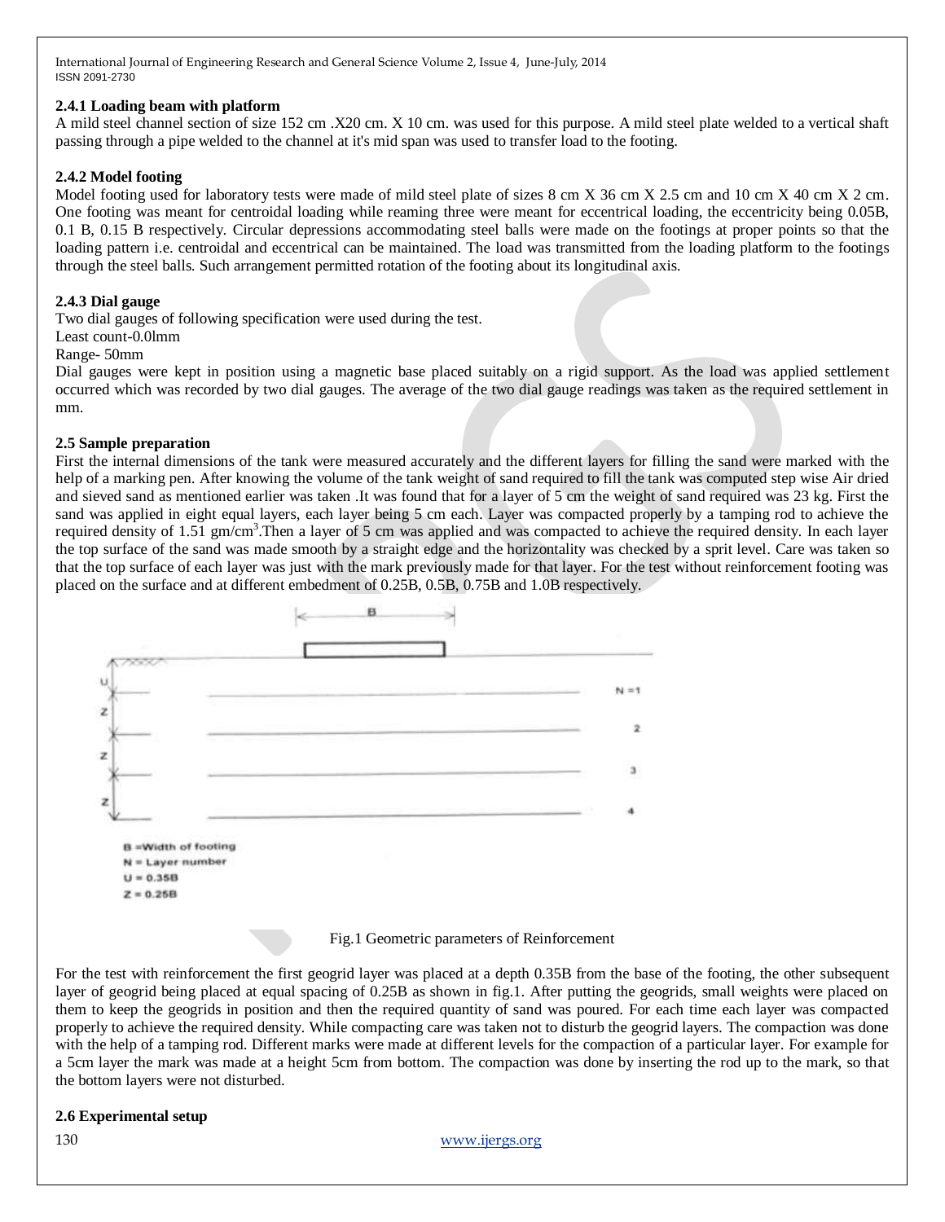#### 2.4.1 Loading beam with platform

A mild steel channel section of size 152 cm .X20 cm. X 10 cm. was used for this purpose. A mild steel plate welded to a vertical shaft passing through a pipe welded to the channel at it's mid span was used to transfer load to the footing.

#### 2.4.2 Model footing

Model footing used for laboratory tests were made of mild steel plate of sizes 8 cm X 36 cm X 2.5 cm and 10 cm X 40 cm X 2 cm. One footing was meant for centroidal loading while reaming three were meant for eccentrical loading, the eccentricity being 0.05B, 0.1 B, 0.15 B respectively. Circular depressions accommodating steel balls were made on the footings at proper points so that the loading pattern i.e. centroidal and eccentrical can be maintained. The load was transmitted from the loading platform to the footings through the steel balls. Such arrangement permitted rotation of the footing about its longitudinal axis.

#### 2.4.3 Dial gauge

Two dial gauges of following specification were used during the test.

Least count-0.0lmm

Range- 50mm

Dial gauges were kept in position using a magnetic base placed suitably on a rigid support. As the load was applied settlement occurred which was recorded by two dial gauges. The average of the two dial gauge readings was taken as the required settlement in mm.

### 2.5 Sample preparation

First the internal dimensions of the tank were measured accurately and the different layers for filling the sand were marked with the help of a marking pen. After knowing the volume of the tank weight of sand required to fill the tank was computed step wise Air dried and sieved sand as mentioned earlier was taken .It was found that for a layer of 5 cm the weight of sand required was 23 kg. First the sand was applied in eight equal layers, each layer being 5 cm each. Layer was compacted properly by a tamping rod to achieve the required density of 1.51 gm/cm$^3$.Then a layer of 5 cm was applied and was compacted to achieve the required density. In each layer the top surface of the sand was made smooth by a straight edge and the horizontality was checked by a sprit level. Care was taken so that the top surface of each layer was just with the mark previously made for that layer. For the test without reinforcement footing was placed on the surface and at different embedment of 0.25B, 0.5B, 0.75B and 1.0B respectively.

B =Width of footing

N = Layer number

U = 0.35B

Z = 0.25B

Fig.1 Geometric parameters of Reinforcement

For the test with reinforcement the first geogrid layer was placed at a depth 0.35B from the base of the footing, the other subsequent layer of geogrid being placed at equal spacing of 0.25B as shown in fig.1. After putting the geogrids, small weights were placed on them to keep the geogrids in position and then the required quantity of sand was poured. For each time each layer was compacted properly to achieve the required density. While compacting care was taken not to disturb the geogrid layers. The compaction was done with the help of a tamping rod. Different marks were made at different levels for the compaction of a particular layer. For example for a 5cm layer the mark was made at a height 5cm from bottom. The compaction was done by inserting the rod up to the mark, so that the bottom layers were not disturbed.

### 2.6 Experimental setup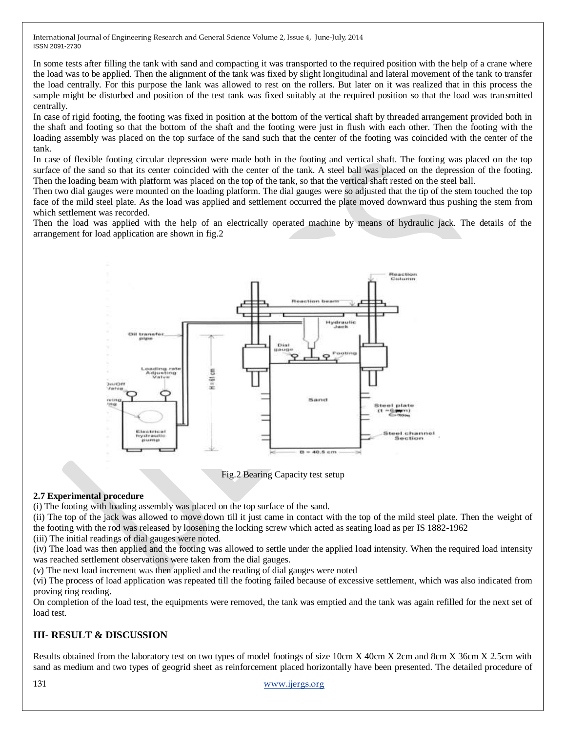In some tests after filling the tank with sand and compacting it was transported to the required position with the help of a crane where the load was to be applied. Then the alignment of the tank was fixed by slight longitudinal and lateral movement of the tank to transfer the load centrally. For this purpose the lank was allowed to rest on the rollers. But later on it was realized that in this process the sample might be disturbed and position of the test tank was fixed suitably at the required position so that the load was transmitted centrally.

In case of rigid footing, the footing was fixed in position at the bottom of the vertical shaft by threaded arrangement provided both in the shaft and footing so that the bottom of the shaft and the footing were just in flush with each other. Then the footing with the loading assembly was placed on the top surface of the sand such that the center of the footing was coincided with the center of the tank.

In case of flexible footing circular depression were made both in the footing and vertical shaft. The footing was placed on the top surface of the sand so that its center coincided with the center of the tank. A steel ball was placed on the depression of the footing. Then the loading beam with platform was placed on the top of the tank, so that the vertical shaft rested on the steel ball.

Then two dial gauges were mounted on the loading platform. The dial gauges were so adjusted that the tip of the stem touched the top face of the mild steel plate. As the load was applied and settlement occurred the plate moved downward thus pushing the stem from which settlement was recorded.

Then the load was applied with the help of an electrically operated machine by means of hydraulic jack. The details of the arrangement for load application are shown in fig.2

Fig.2 Bearing Capacity test setup

### 2.7 Experimental procedure

(i) The footing with loading assembly was placed on the top surface of the sand.

(ii) The top of the jack was allowed to move down till it just came in contact with the top of the mild steel plate. Then the weight of the footing with the rod was released by loosening the locking screw which acted as seating load as per IS 1882-1962

(iii) The initial readings of dial gauges were noted.

(iv) The load was then applied and the footing was allowed to settle under the applied load intensity. When the required load intensity was reached settlement observations were taken from the dial gauges.

(v) The next load increment was then applied and the reading of dial gauges were noted

(vi) The process of load application was repeated till the footing failed because of excessive settlement, which was also indicated from proving ring reading.

On completion of the load test, the equipments were removed, the tank was emptied and the tank was again refilled for the next set of load test.

## III- RESULT & DISCUSSION

Results obtained from the laboratory test on two types of model footings of size 10cm X 40cm X 2cm and 8cm X 36cm X 2.5cm with sand as medium and two types of geogrid sheet as reinforcement placed horizontally have been presented. The detailed procedure of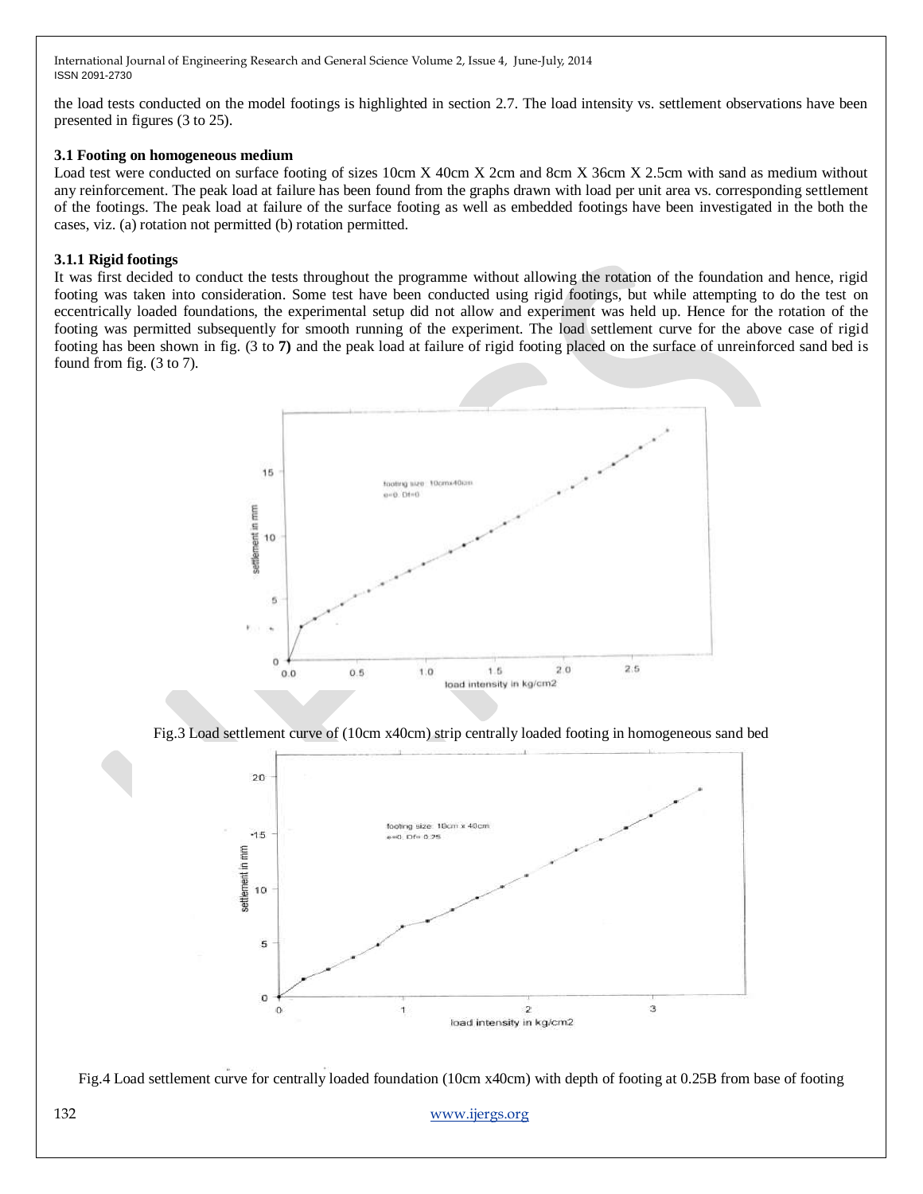the load tests conducted on the model footings is highlighted in section 2.7. The load intensity vs. settlement observations have been presented in figures (3 to 25).

### 3.1 Footing on homogeneous medium

Load test were conducted on surface footing of sizes 10cm X 40cm X 2cm and 8cm X 36cm X 2.5cm with sand as medium without any reinforcement. The peak load at failure has been found from the graphs drawn with load per unit area vs. corresponding settlement of the footings. The peak load at failure of the surface footing as well as embedded footings have been investigated in the both the cases, viz. (a) rotation not permitted (b) rotation permitted.

#### 3.1.1 Rigid footings

It was first decided to conduct the tests throughout the programme without allowing the rotation of the foundation and hence, rigid footing was taken into consideration. Some test have been conducted using rigid footings, but while attempting to do the test on eccentrically loaded foundations, the experimental setup did not allow and experiment was held up. Hence for the rotation of the footing was permitted subsequently for smooth running of the experiment. The load settlement curve for the above case of rigid footing has been shown in fig. (3 to **7)** and the peak load at failure of rigid footing placed on the surface of unreinforced sand bed is found from fig. (3 to 7).

Fig.3 Load settlement curve of (10cm x40cm) strip centrally loaded footing in homogeneous sand bed

Fig.4 Load settlement curve for centrally loaded foundation (10cm x40cm) with depth of footing at 0.25B from base of footing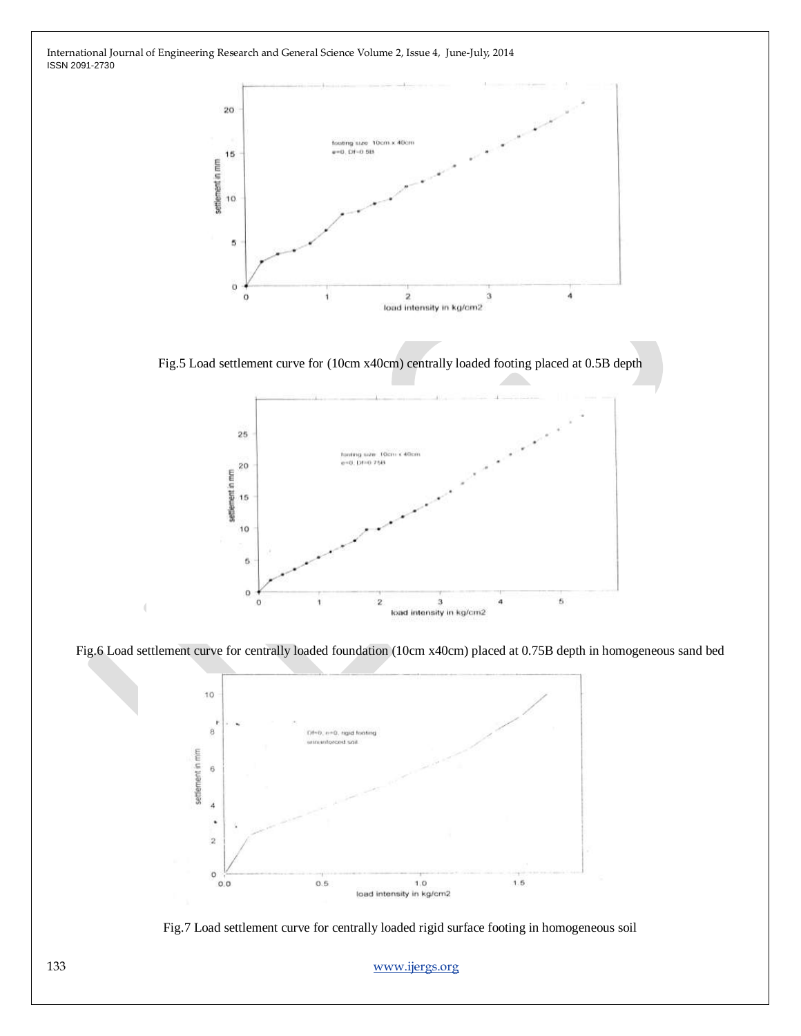Fig.5 Load settlement curve for (10cm x40cm) centrally loaded footing placed at 0.5B depth

Fig.6 Load settlement curve for centrally loaded foundation (10cm x40cm) placed at 0.75B depth in homogeneous sand bed

Fig.7 Load settlement curve for centrally loaded rigid surface footing in homogeneous soil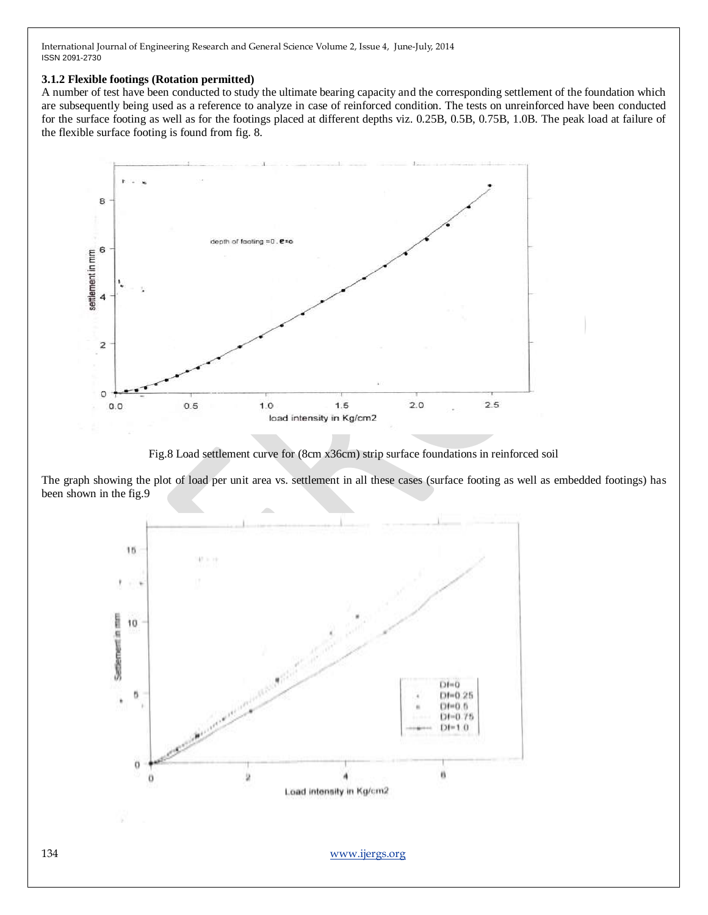### 3.1.2 Flexible footings (Rotation permitted)

A number of test have been conducted to study the ultimate bearing capacity and the corresponding settlement of the foundation which are subsequently being used as a reference to analyze in case of reinforced condition. The tests on unreinforced have been conducted for the surface footing as well as for the footings placed at different depths viz. 0.25B, 0.5B, 0.75B, 1.0B. The peak load at failure of the flexible surface footing is found from fig. 8.

Fig.8 Load settlement curve for (8cm x36cm) strip surface foundations in reinforced soil

The graph showing the plot of load per unit area vs. settlement in all these cases (surface footing as well as embedded footings) has been shown in the fig.9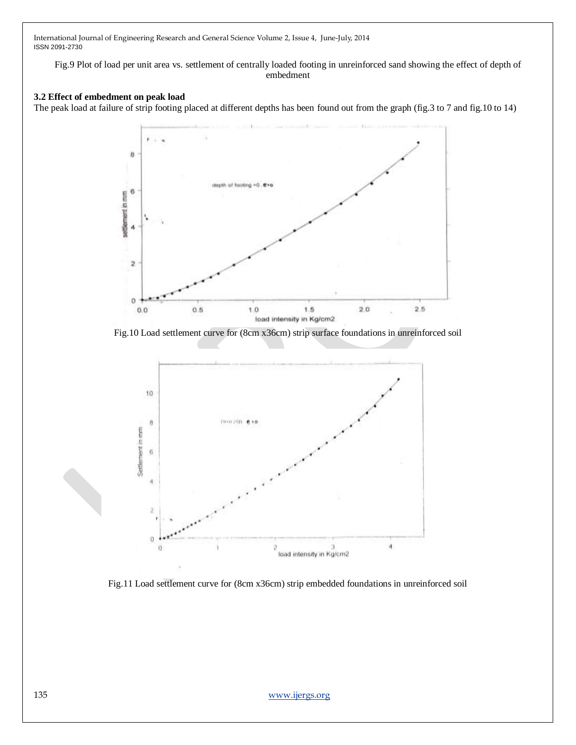Fig.9 Plot of load per unit area vs. settlement of centrally loaded footing in unreinforced sand showing the effect of depth of embedment

### 3.2 Effect of embedment on peak load

The peak load at failure of strip footing placed at different depths has been found out from the graph (fig.3 to 7 and fig.10 to 14)

Fig.10 Load settlement curve for (8cm x36cm) strip surface foundations in unreinforced soil

Fig.11 Load settlement curve for (8cm x36cm) strip embedded foundations in unreinforced soil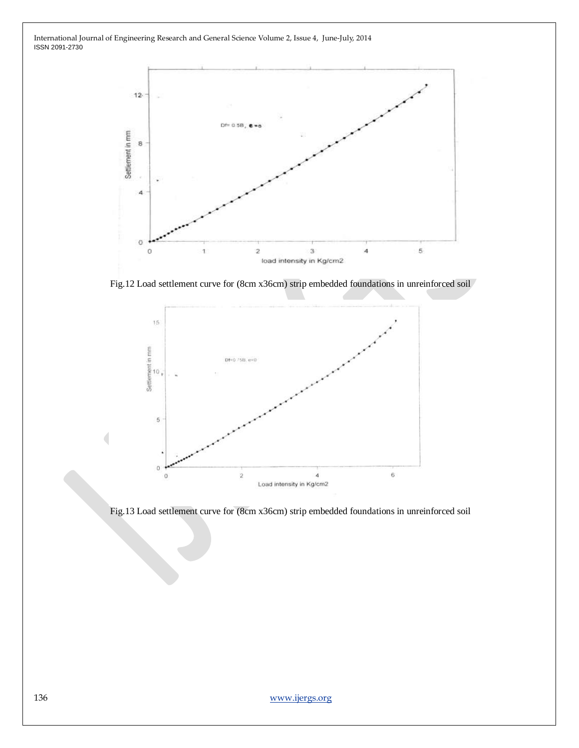Fig.12 Load settlement curve for (8cm x36cm) strip embedded foundations in unreinforced soil

Fig.13 Load settlement curve for (8cm x36cm) strip embedded foundations in unreinforced soil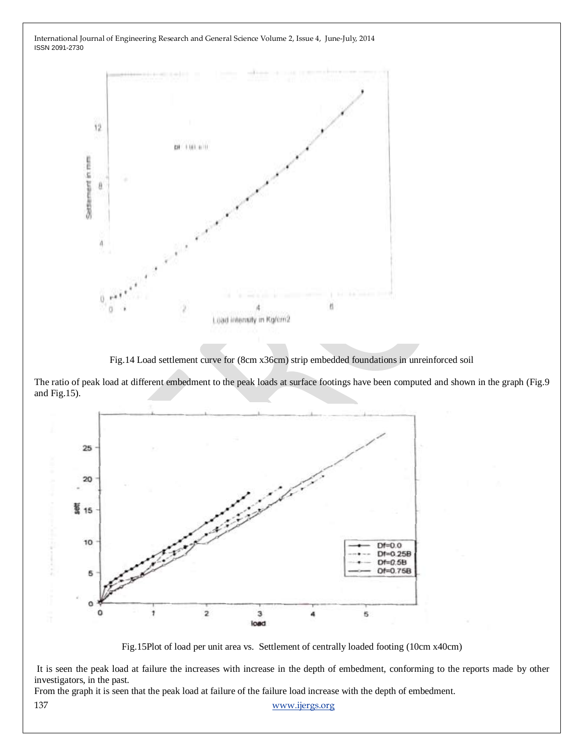Fig.14 Load settlement curve for (8cm x36cm) strip embedded foundations in unreinforced soil

The ratio of peak load at different embedment to the peak loads at surface footings have been computed and shown in the graph (Fig.9 and Fig.15).

Fig.15Plot of load per unit area vs. Settlement of centrally loaded footing (10cm x40cm)

It is seen the peak load at failure the increases with increase in the depth of embedment, conforming to the reports made by other investigators, in the past.

From the graph it is seen that the peak load at failure of the failure load increase with the depth of embedment.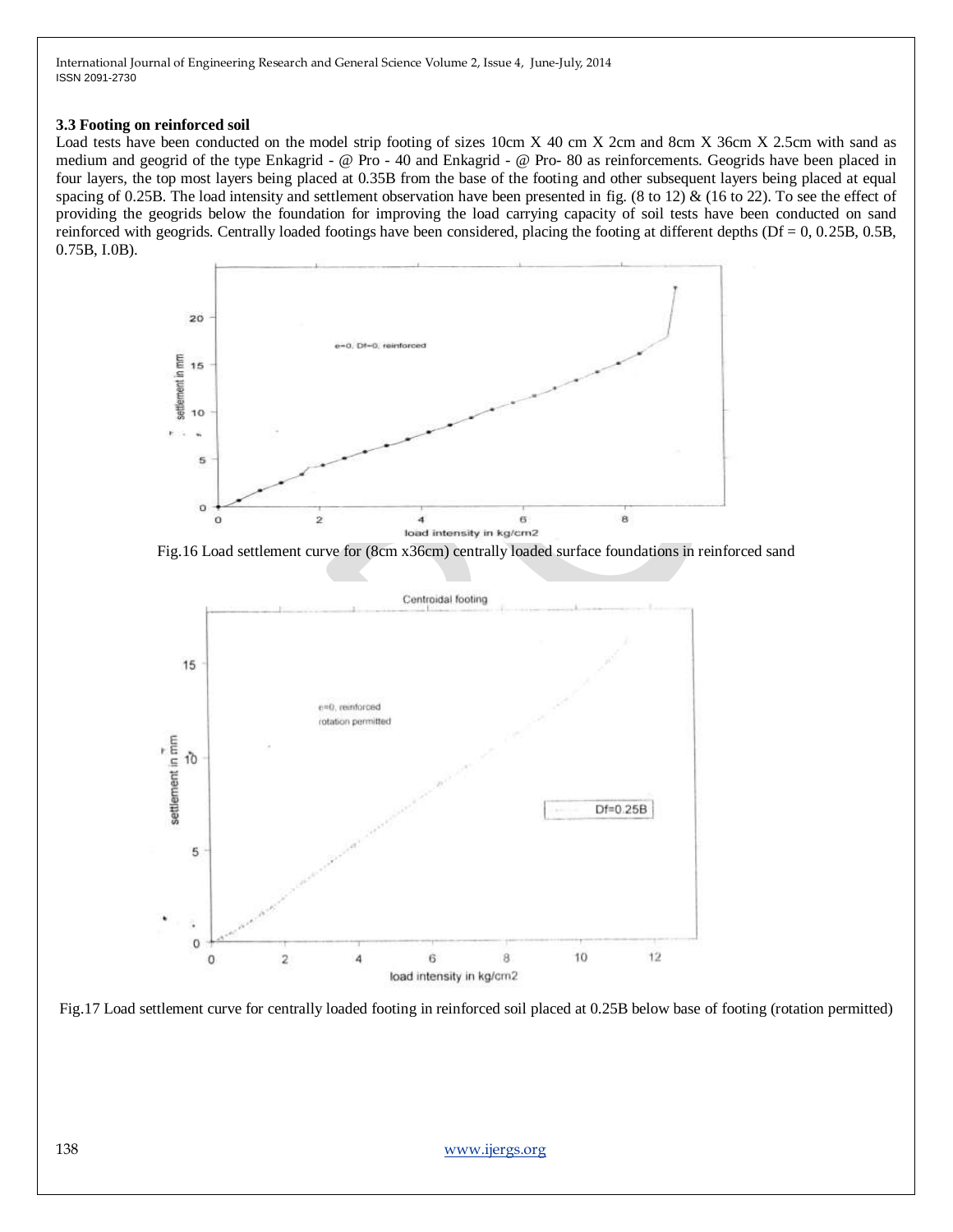### 3.3 Footing on reinforced soil

Load tests have been conducted on the model strip footing of sizes 10cm X 40 cm X 2cm and 8cm X 36cm X 2.5cm with sand as medium and geogrid of the type Enkagrid - @ Pro - 40 and Enkagrid - @ Pro- 80 as reinforcements. Geogrids have been placed in four layers, the top most layers being placed at 0.35B from the base of the footing and other subsequent layers being placed at equal spacing of 0.25B. The load intensity and settlement observation have been presented in fig. (8 to 12) & (16 to 22). To see the effect of providing the geogrids below the foundation for improving the load carrying capacity of soil tests have been conducted on sand reinforced with geogrids. Centrally loaded footings have been considered, placing the footing at different depths (Df = 0, 0.25B, 0.5B, 0.75B, I.0B).

Fig.16 Load settlement curve for (8cm x36cm) centrally loaded surface foundations in reinforced sand

Fig.17 Load settlement curve for centrally loaded footing in reinforced soil placed at 0.25B below base of footing (rotation permitted)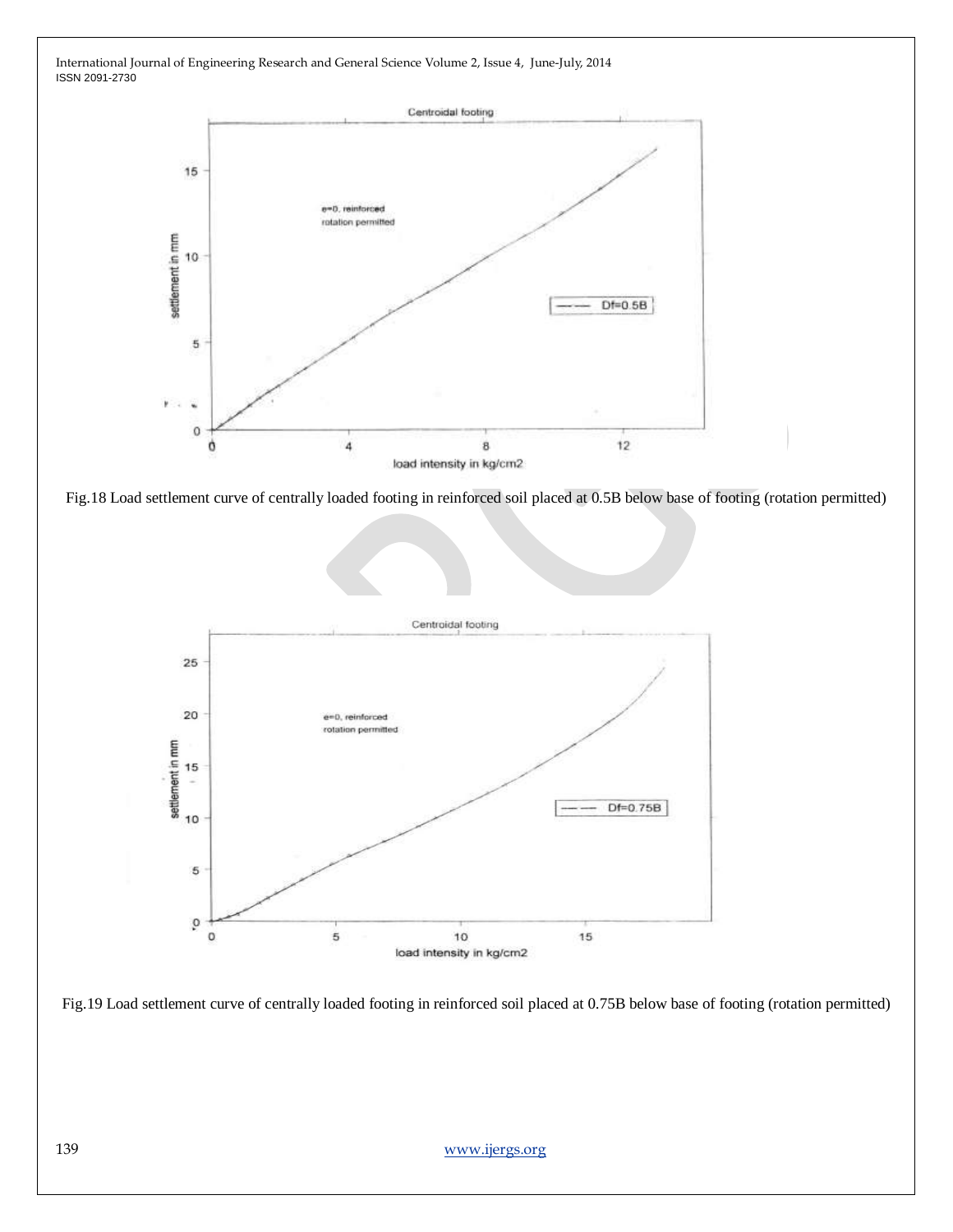Fig.18 Load settlement curve of centrally loaded footing in reinforced soil placed at 0.5B below base of footing (rotation permitted)

Fig.19 Load settlement curve of centrally loaded footing in reinforced soil placed at 0.75B below base of footing (rotation permitted)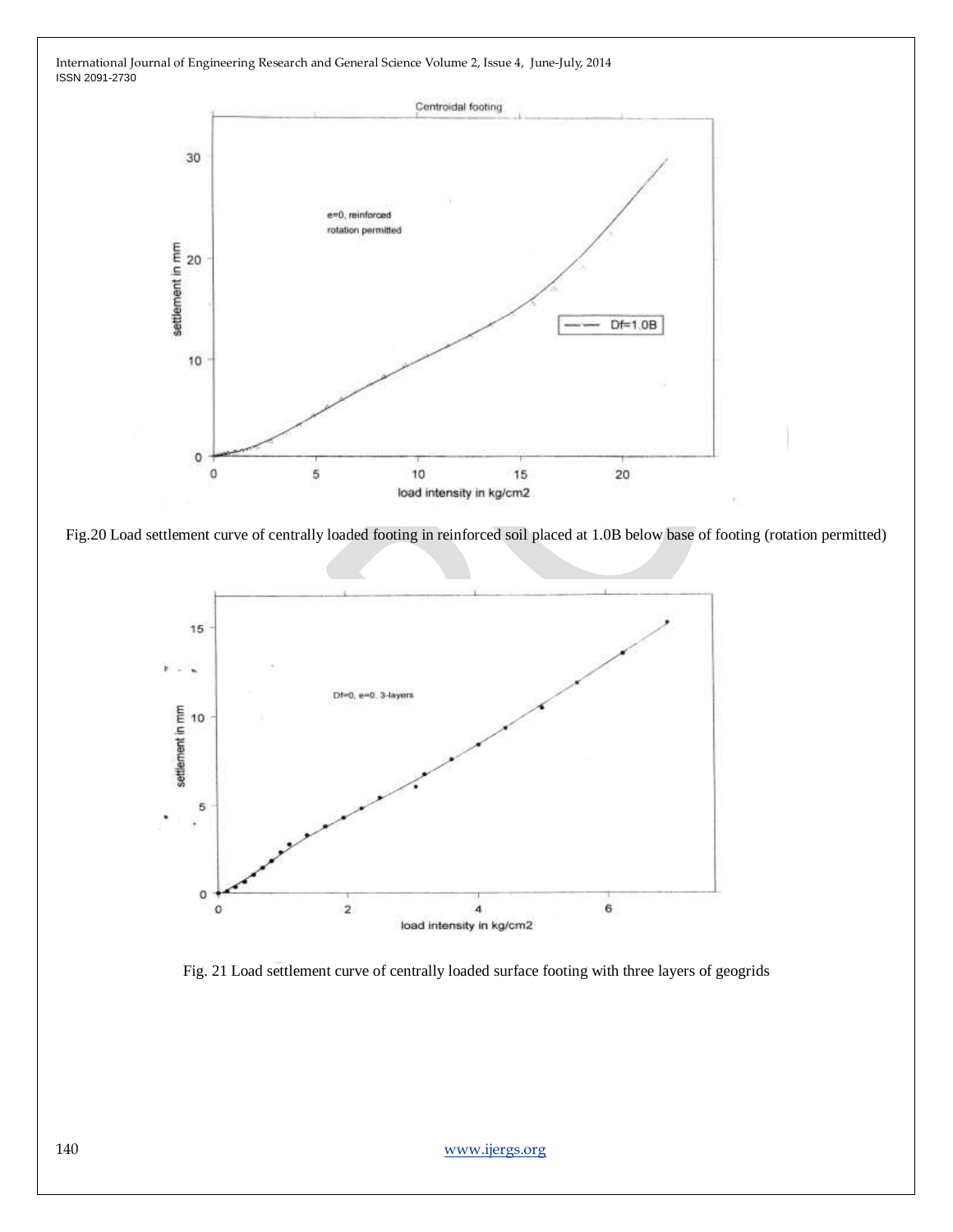Fig.20 Load settlement curve of centrally loaded footing in reinforced soil placed at 1.0B below base of footing (rotation permitted)

Fig. 21 Load settlement curve of centrally loaded surface footing with three layers of geogrids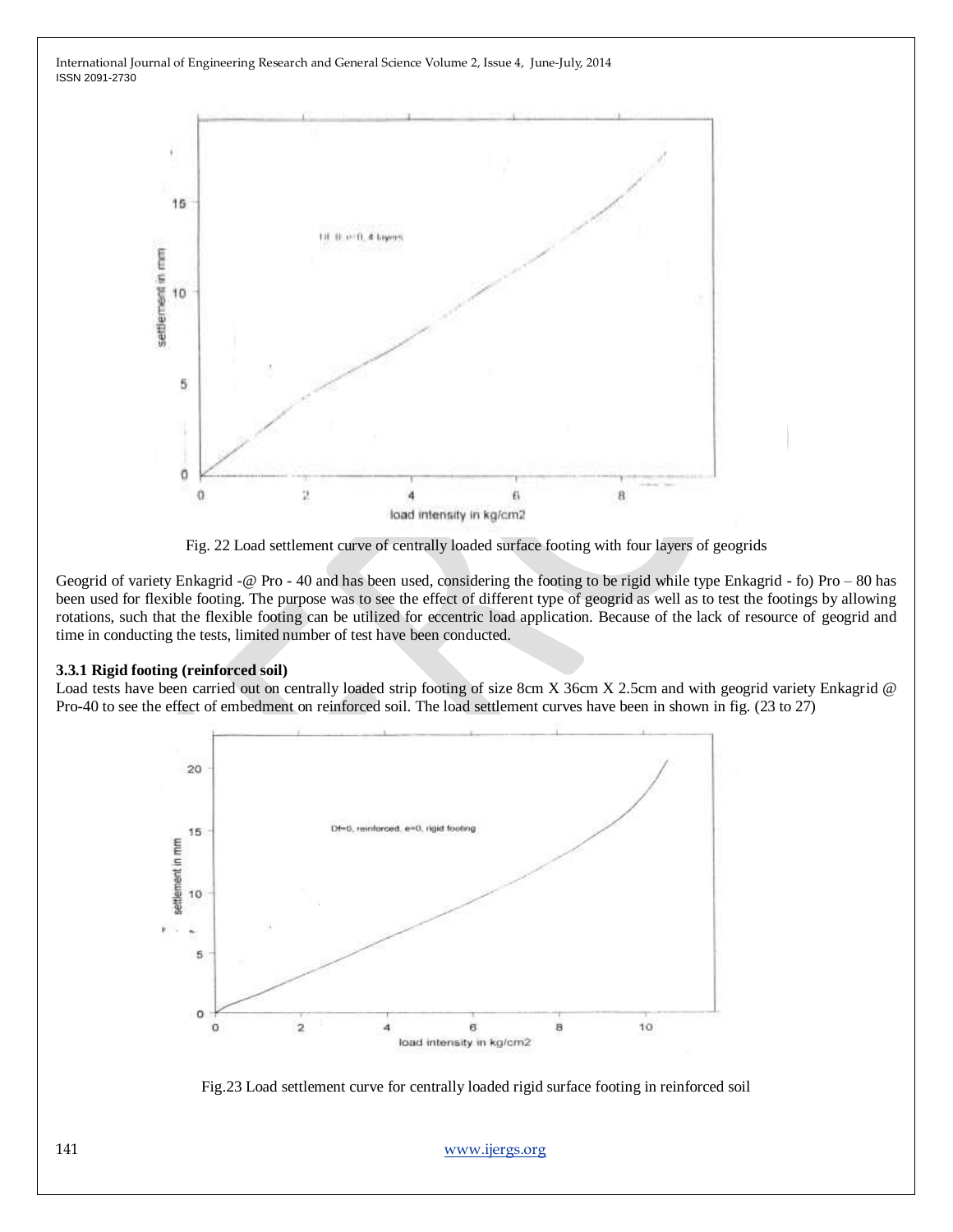Fig. 22 Load settlement curve of centrally loaded surface footing with four layers of geogrids

Geogrid of variety Enkagrid -@ Pro - 40 and has been used, considering the footing to be rigid while type Enkagrid - fo) Pro – 80 has been used for flexible footing. The purpose was to see the effect of different type of geogrid as well as to test the footings by allowing rotations, such that the flexible footing can be utilized for eccentric load application. Because of the lack of resource of geogrid and time in conducting the tests, limited number of test have been conducted.

### 3.3.1 Rigid footing (reinforced soil)

Load tests have been carried out on centrally loaded strip footing of size 8cm X 36cm X 2.5cm and with geogrid variety Enkagrid @ Pro-40 to see the effect of embedment on reinforced soil. The load settlement curves have been in shown in fig. (23 to 27)

Fig.23 Load settlement curve for centrally loaded rigid surface footing in reinforced soil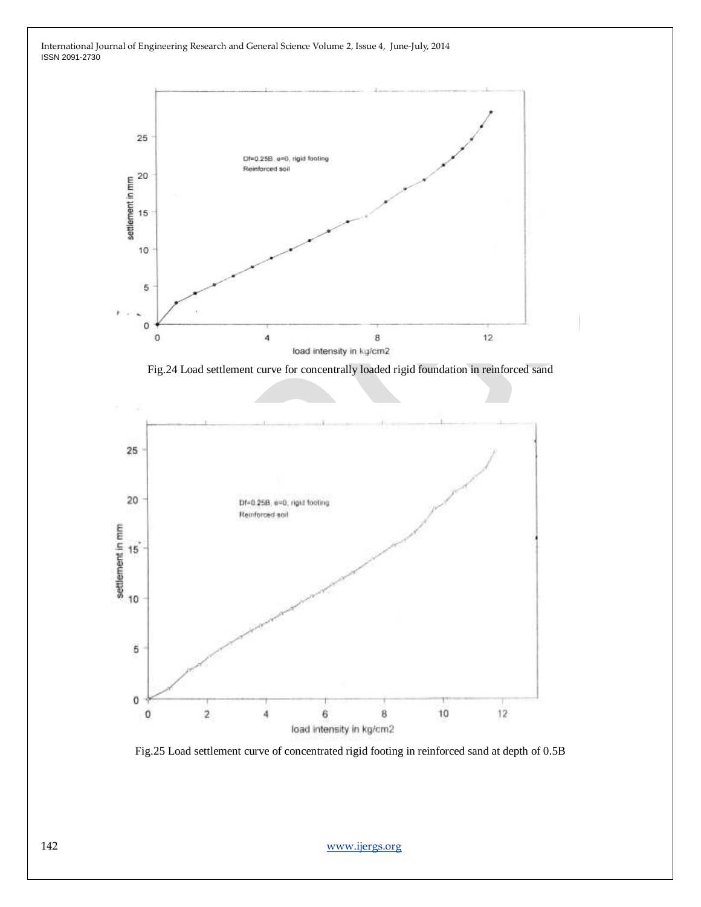Fig.24 Load settlement curve for concentrally loaded rigid foundation in reinforced sand

Fig.25 Load settlement curve of concentrated rigid footing in reinforced sand at depth of 0.5B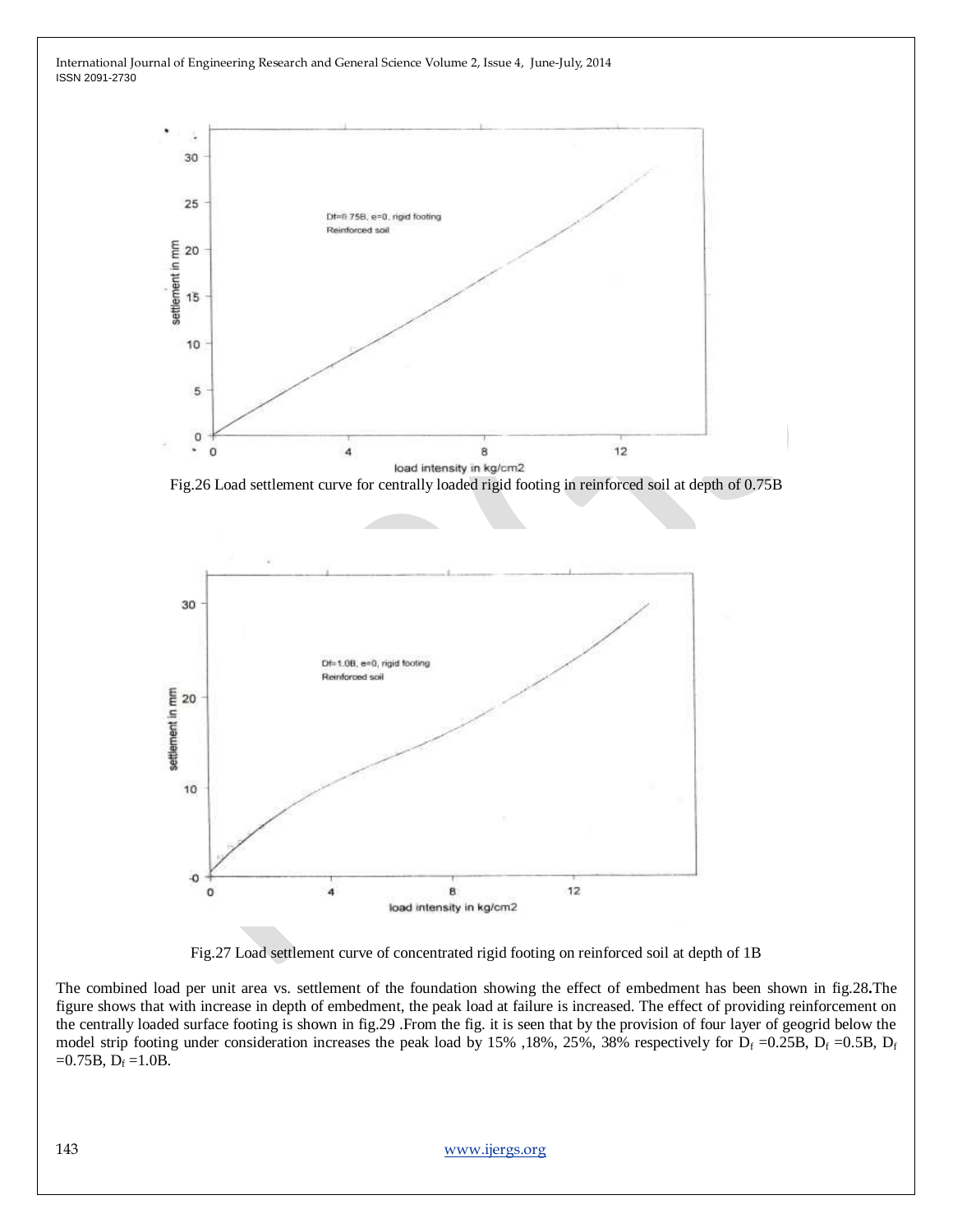Fig.26 Load settlement curve for centrally loaded rigid footing in reinforced soil at depth of 0.75B

Fig.27 Load settlement curve of concentrated rigid footing on reinforced soil at depth of 1B

The combined load per unit area vs. settlement of the foundation showing the effect of embedment has been shown in fig.28**.**The figure shows that with increase in depth of embedment, the peak load at failure is increased. The effect of providing reinforcement on the centrally loaded surface footing is shown in fig.29 .From the fig. it is seen that by the provision of four layer of geogrid below the model strip footing under consideration increases the peak load by 15% ,18%, 25%, 38% respectively for $D_f$ =0.25B, $D_f$ =0.5B, $D_f$ =0.75B, $D_f$ =1.0B.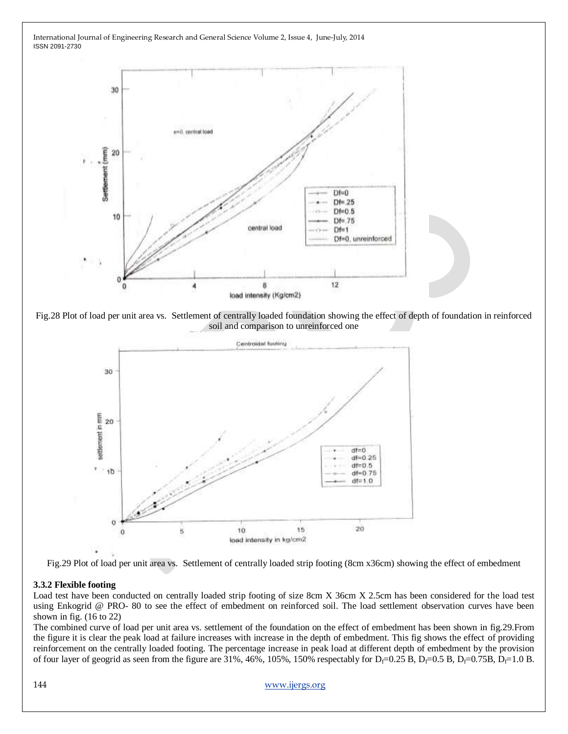Fig.28 Plot of load per unit area vs. Settlement of centrally loaded foundation showing the effect of depth of foundation in reinforced soil and comparison to unreinforced one

Fig.29 Plot of load per unit area vs. Settlement of centrally loaded strip footing (8cm x36cm) showing the effect of embedment

### 3.3.2 Flexible footing

Load test have been conducted on centrally loaded strip footing of size 8cm X 36cm X 2.5cm has been considered for the load test using Enkogrid @ PRO- 80 to see the effect of embedment on reinforced soil. The load settlement observation curves have been shown in fig. (16 to 22)

The combined curve of load per unit area vs. settlement of the foundation on the effect of embedment has been shown in fig.29.From the figure it is clear the peak load at failure increases with increase in the depth of embedment. This fig shows the effect of providing reinforcement on the centrally loaded footing. The percentage increase in peak load at different depth of embedment by the provision of four layer of geogrid as seen from the figure are 31%, 46%, 105%, 150% respectably for $D_f$=0.25 B, $D_f$=0.5 B, $D_f$=0.75B, $D_f$=1.0 B.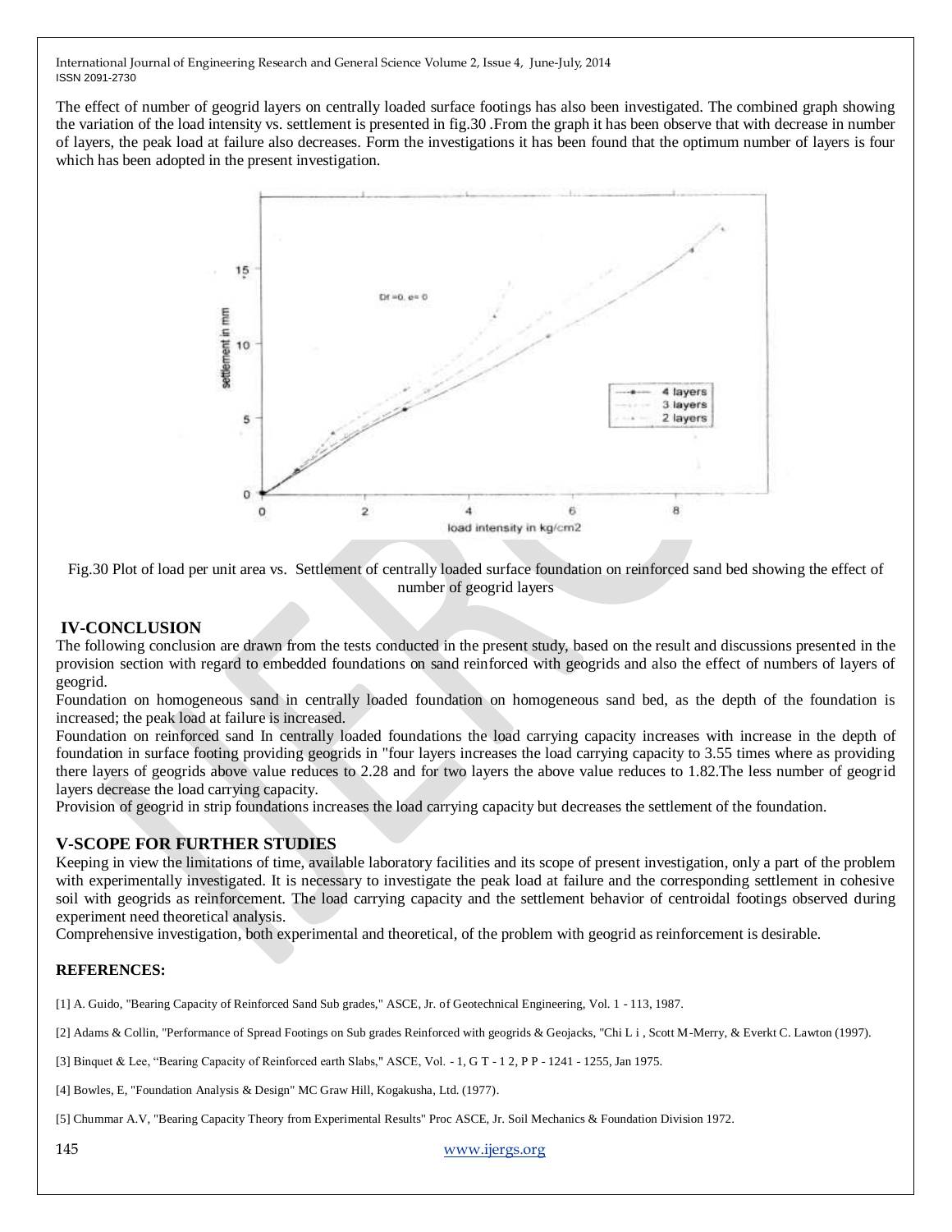The effect of number of geogrid layers on centrally loaded surface footings has also been investigated. The combined graph showing the variation of the load intensity vs. settlement is presented in fig.30 .From the graph it has been observe that with decrease in number of layers, the peak load at failure also decreases. Form the investigations it has been found that the optimum number of layers is four which has been adopted in the present investigation.

Fig.30 Plot of load per unit area vs. Settlement of centrally loaded surface foundation on reinforced sand bed showing the effect of number of geogrid layers

## IV-CONCLUSION

The following conclusion are drawn from the tests conducted in the present study, based on the result and discussions presented in the provision section with regard to embedded foundations on sand reinforced with geogrids and also the effect of numbers of layers of geogrid.

Foundation on homogeneous sand in centrally loaded foundation on homogeneous sand bed, as the depth of the foundation is increased; the peak load at failure is increased.

Foundation on reinforced sand In centrally loaded foundations the load carrying capacity increases with increase in the depth of foundation in surface footing providing geogrids in "four layers increases the load carrying capacity to 3.55 times where as providing there layers of geogrids above value reduces to 2.28 and for two layers the above value reduces to 1.82.The less number of geogrid layers decrease the load carrying capacity.

Provision of geogrid in strip foundations increases the load carrying capacity but decreases the settlement of the foundation.

## V-SCOPE FOR FURTHER STUDIES

Keeping in view the limitations of time, available laboratory facilities and its scope of present investigation, only a part of the problem with experimentally investigated. It is necessary to investigate the peak load at failure and the corresponding settlement in cohesive soil with geogrids as reinforcement. The load carrying capacity and the settlement behavior of centroidal footings observed during experiment need theoretical analysis.

Comprehensive investigation, both experimental and theoretical, of the problem with geogrid as reinforcement is desirable.

## REFERENCES:

[1] A. Guido, "Bearing Capacity of Reinforced Sand Sub grades," ASCE, Jr. of Geotechnical Engineering, Vol. 1 - 113, 1987.

[2] Adams & Collin, "Performance of Spread Footings on Sub grades Reinforced with geogrids & Geojacks, "Chi L i , Scott M-Merry, & Everkt C. Lawton (1997).

[3] Binquet & Lee, "Bearing Capacity of Reinforced earth Slabs," ASCE, Vol. - 1, G T - 1 2, P P - 1241 - 1255, Jan 1975.

[4] Bowles, E, "Foundation Analysis & Design" MC Graw Hill, Kogakusha, Ltd. (1977).

[5] Chummar A.V, "Bearing Capacity Theory from Experimental Results" Proc ASCE, Jr. Soil Mechanics & Foundation Division 1972.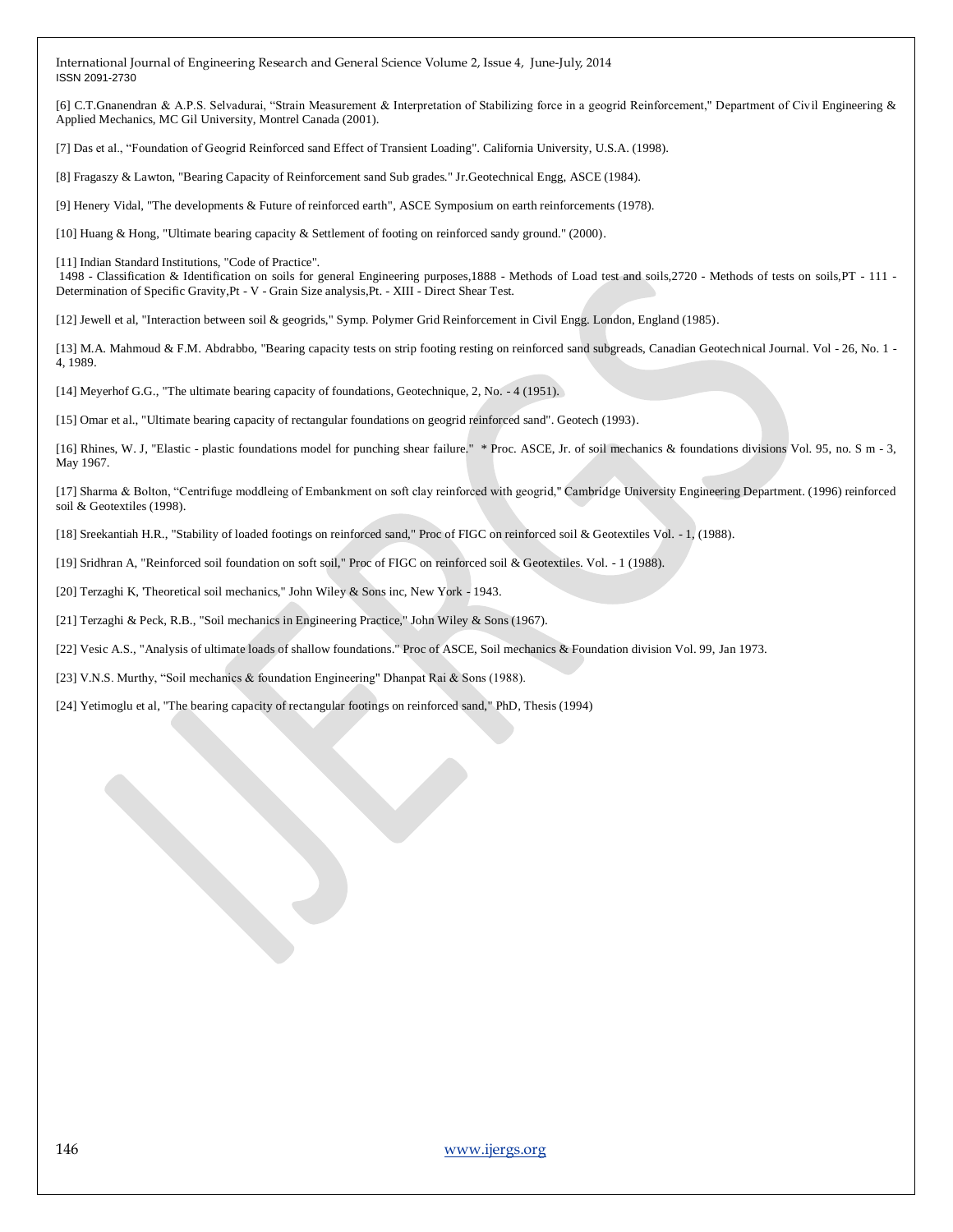[6] C.T.Gnanendran & A.P.S. Selvadurai, “Strain Measurement & Interpretation of Stabilizing force in a geogrid Reinforcement," Department of Civil Engineering & Applied Mechanics, MC Gil University, Montrel Canada (2001).

[7] Das et al., “Foundation of Geogrid Reinforced sand Effect of Transient Loading". California University, U.S.A. (1998).

[8] Fragaszy & Lawton, "Bearing Capacity of Reinforcement sand Sub grades." Jr.Geotechnical Engg, ASCE (1984).

[9] Henery Vidal, "The developments & Future of reinforced earth", ASCE Symposium on earth reinforcements (1978).

[10] Huang & Hong, "Ultimate bearing capacity & Settlement of footing on reinforced sandy ground." (2000).

[11] Indian Standard Institutions, "Code of Practice".
1498 - Classification & Identification on soils for general Engineering purposes,1888 - Methods of Load test and soils,2720 - Methods of tests on soils,PT - 111 - Determination of Specific Gravity,Pt - V - Grain Size analysis,Pt. - XIII - Direct Shear Test.

[12] Jewell et al, "Interaction between soil & geogrids," Symp. Polymer Grid Reinforcement in Civil Engg. London, England (1985).

[13] M.A. Mahmoud & F.M. Abdrabbo, "Bearing capacity tests on strip footing resting on reinforced sand subgreads, Canadian Geotechnical Journal. Vol - 26, No. 1 - 4, 1989.

[14] Meyerhof G.G., "The ultimate bearing capacity of foundations, Geotechnique, 2, No. - 4 (1951).

[15] Omar et al., "Ultimate bearing capacity of rectangular foundations on geogrid reinforced sand". Geotech (1993).

[16] Rhines, W. J, "Elastic - plastic foundations model for punching shear failure." * Proc. ASCE, Jr. of soil mechanics & foundations divisions Vol. 95, no. S m - 3, May 1967.

[17] Sharma & Bolton, “Centrifuge moddleing of Embankment on soft clay reinforced with geogrid," Cambridge University Engineering Department. (1996) reinforced soil & Geotextiles (1998).

[18] Sreekantiah H.R., "Stability of loaded footings on reinforced sand," Proc of FIGC on reinforced soil & Geotextiles Vol. - 1, (1988).

[19] Sridhran A, "Reinforced soil foundation on soft soil," Proc of FIGC on reinforced soil & Geotextiles. Vol. - 1 (1988).

[20] Terzaghi K, 'Theoretical soil mechanics," John Wiley & Sons inc, New York - 1943.

[21] Terzaghi & Peck, R.B., "Soil mechanics in Engineering Practice," John Wiley & Sons (1967).

[22] Vesic A.S., "Analysis of ultimate loads of shallow foundations." Proc of ASCE, Soil mechanics & Foundation division Vol. 99, Jan 1973.

[23] V.N.S. Murthy, “Soil mechanics & foundation Engineering" Dhanpat Rai & Sons (1988).

[24] Yetimoglu et al, "The bearing capacity of rectangular footings on reinforced sand," PhD, Thesis (1994)